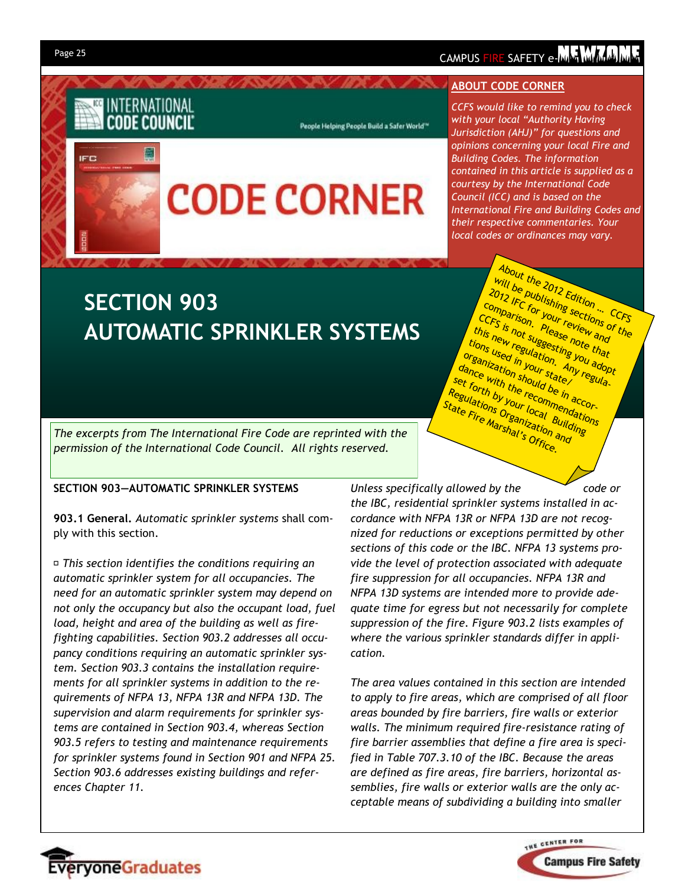# CODE CORNER

INTERNATIONAL CODE COUNCIL

People Helping People Build a Safer World™

## ABOUT CODE CORNER

*CCFS would like to remind you to check with your local "Authority Having Jurisdiction (AHJ)" for questions and opinions concerning your local Fire and Building Codes. The information contained in this article is supplied as a courtesy by the International Code Council (ICC) and is based on the International Fire and Building Codes and their respective commentaries. Your local codes or ordinances may vary.*

About the 2012 Edition... CCFS will be publishing sections of the 2012 IFC for your review and comparison. Please note that CCFS is not suggesting you adopt this new regulation. Any regulations used in your state/organization should be in accordance with the recommendations set forth by your local Building Regulations Organization and State Fire Marshal's Office.

## SECTION 903 AUTOMATIC SPRINKLER SYSTEMS

*The excerpts from The International Fire Code are reprinted with the permission of the International Code Council. All rights reserved.*

**SECTION 903—AUTOMATIC SPRINKLER SYSTEMS**

**903.1 General.** *Automatic sprinkler systems* shall comply with this section.

▫ *This section identifies the conditions requiring an automatic sprinkler system for all occupancies. The need for an automatic sprinkler system may depend on not only the occupancy but also the occupant load, fuel load, height and area of the building as well as firefighting capabilities. Section 903.2 addresses all occupancy conditions requiring an automatic sprinkler system. Section 903.3 contains the installation requirements for all sprinkler systems in addition to the requirements of NFPA 13, NFPA 13R and NFPA 13D. The supervision and alarm requirements for sprinkler systems are contained in Section 903.4, whereas Section 903.5 refers to testing and maintenance requirements for sprinkler systems found in Section 901 and NFPA 25. Section 903.6 addresses existing buildings and references Chapter 11.*

*Unless specifically allowed by the code or the IBC, residential sprinkler systems installed in accordance with NFPA 13R or NFPA 13D are not recognized for reductions or exceptions permitted by other sections of this code or the IBC. NFPA 13 systems provide the level of protection associated with adequate fire suppression for all occupancies. NFPA 13R and NFPA 13D systems are intended more to provide adequate time for egress but not necessarily for complete suppression of the fire. Figure 903.2 lists examples of where the various sprinkler standards differ in application.*

*The area values contained in this section are intended to apply to fire areas, which are comprised of all floor areas bounded by fire barriers, fire walls or exterior walls. The minimum required fire-resistance rating of fire barrier assemblies that define a fire area is specified in Table 707.3.10 of the IBC. Because the areas are defined as fire areas, fire barriers, horizontal assemblies, fire walls or exterior walls are the only acceptable means of subdividing a building into smaller*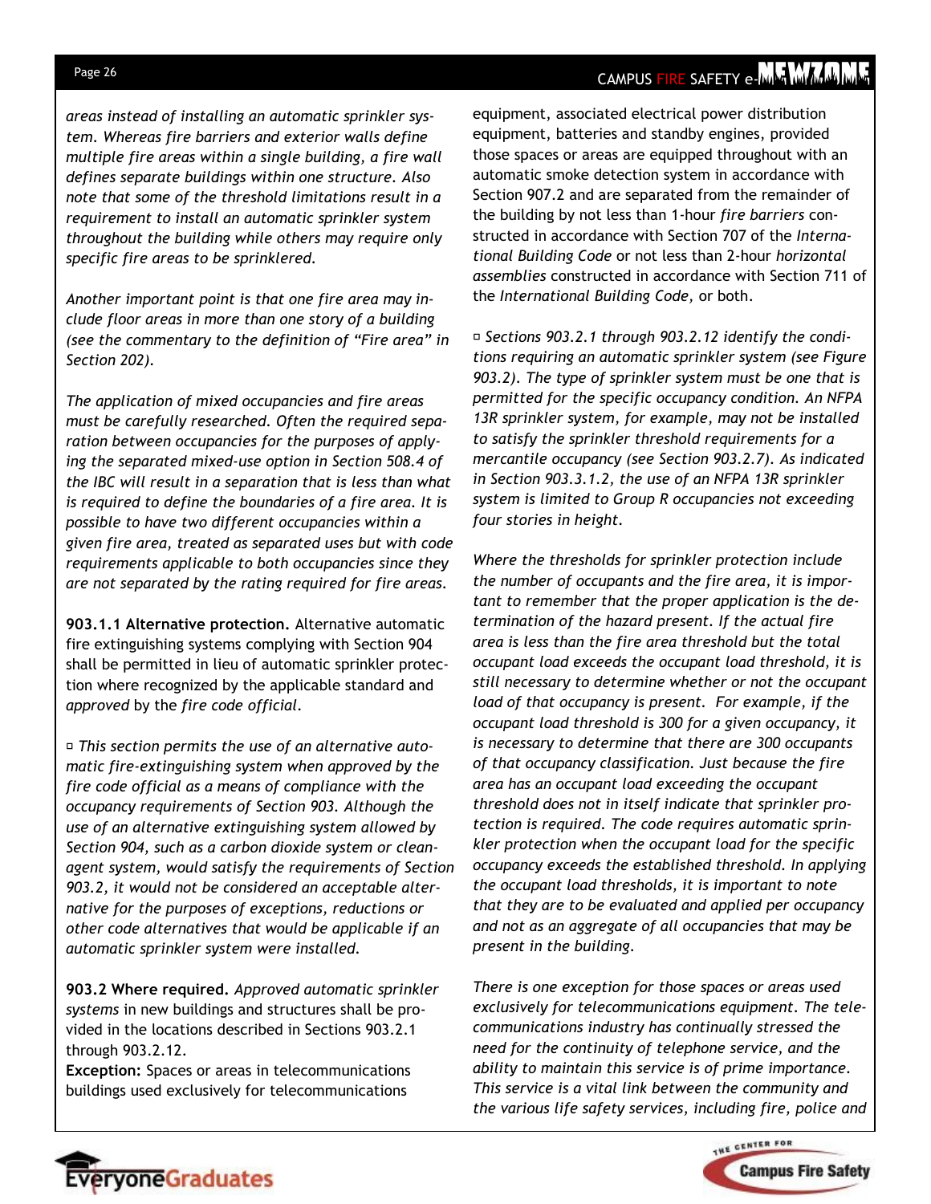*areas instead of installing an automatic sprinkler system. Whereas fire barriers and exterior walls define multiple fire areas within a single building, a fire wall defines separate buildings within one structure. Also note that some of the threshold limitations result in a requirement to install an automatic sprinkler system throughout the building while others may require only specific fire areas to be sprinklered.*

*Another important point is that one fire area may include floor areas in more than one story of a building (see the commentary to the definition of "Fire area" in Section 202).*

*The application of mixed occupancies and fire areas must be carefully researched. Often the required separation between occupancies for the purposes of applying the separated mixed-use option in Section 508.4 of the IBC will result in a separation that is less than what is required to define the boundaries of a fire area. It is possible to have two different occupancies within a given fire area, treated as separated uses but with code requirements applicable to both occupancies since they are not separated by the rating required for fire areas.*

**903.1.1 Alternative protection.** Alternative automatic fire extinguishing systems complying with Section 904 shall be permitted in lieu of automatic sprinkler protection where recognized by the applicable standard and *approved* by the *fire code official.*

¤ *This section permits the use of an alternative automatic fire-extinguishing system when approved by the fire code official as a means of compliance with the occupancy requirements of Section 903. Although the use of an alternative extinguishing system allowed by Section 904, such as a carbon dioxide system or clean-agent system, would satisfy the requirements of Section 903.2, it would not be considered an acceptable alternative for the purposes of exceptions, reductions or other code alternatives that would be applicable if an automatic sprinkler system were installed.*

**903.2 Where required.** *Approved automatic sprinkler systems* in new buildings and structures shall be provided in the locations described in Sections 903.2.1 through 903.2.12.

**Exception:** Spaces or areas in telecommunications buildings used exclusively for telecommunications equipment, associated electrical power distribution equipment, batteries and standby engines, provided those spaces or areas are equipped throughout with an automatic smoke detection system in accordance with Section 907.2 and are separated from the remainder of the building by not less than 1-hour *fire barriers* constructed in accordance with Section 707 of the *International Building Code* or not less than 2-hour *horizontal assemblies* constructed in accordance with Section 711 of the *International Building Code,* or both.

¤ *Sections 903.2.1 through 903.2.12 identify the conditions requiring an automatic sprinkler system (see Figure 903.2). The type of sprinkler system must be one that is permitted for the specific occupancy condition. An NFPA 13R sprinkler system, for example, may not be installed to satisfy the sprinkler threshold requirements for a mercantile occupancy (see Section 903.2.7). As indicated in Section 903.3.1.2, the use of an NFPA 13R sprinkler system is limited to Group R occupancies not exceeding four stories in height.*

*Where the thresholds for sprinkler protection include the number of occupants and the fire area, it is important to remember that the proper application is the determination of the hazard present. If the actual fire area is less than the fire area threshold but the total occupant load exceeds the occupant load threshold, it is still necessary to determine whether or not the occupant load of that occupancy is present. For example, if the occupant load threshold is 300 for a given occupancy, it is necessary to determine that there are 300 occupants of that occupancy classification. Just because the fire area has an occupant load exceeding the occupant threshold does not in itself indicate that sprinkler protection is required. The code requires automatic sprinkler protection when the occupant load for the specific occupancy exceeds the established threshold. In applying the occupant load thresholds, it is important to note that they are to be evaluated and applied per occupancy and not as an aggregate of all occupancies that may be present in the building.*

*There is one exception for those spaces or areas used exclusively for telecommunications equipment. The telecommunications industry has continually stressed the need for the continuity of telephone service, and the ability to maintain this service is of prime importance. This service is a vital link between the community and the various life safety services, including fire, police and*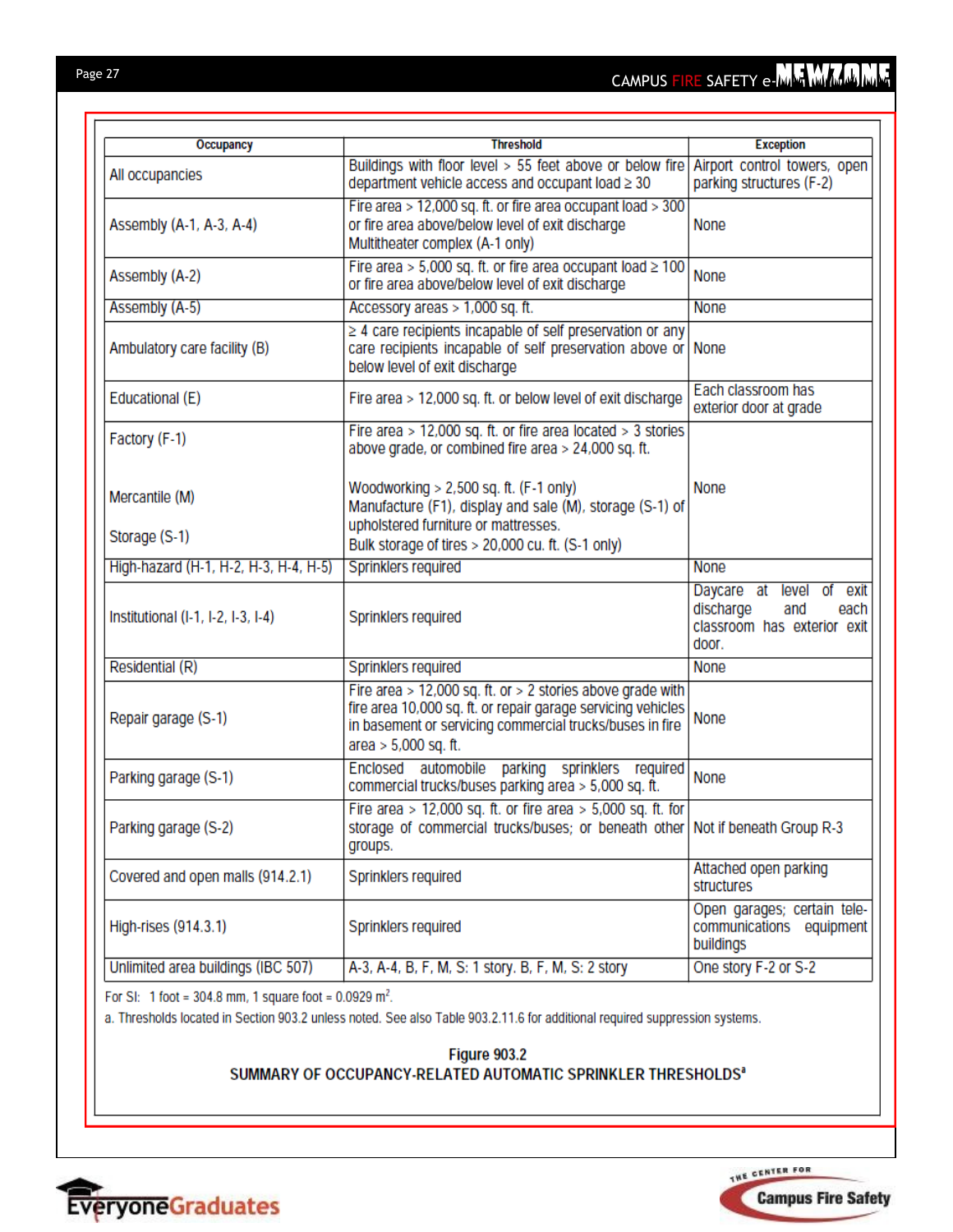| Occupancy | Threshold | Exception |
|---|---|---|
| All occupancies | Buildings with floor level > 55 feet above or below fire department vehicle access and occupant load ≥ 30 | Airport control towers, open parking structures (F-2) |
| Assembly (A-1, A-3, A-4) | Fire area > 12,000 sq. ft. or fire area occupant load > 300 or fire area above/below level of exit discharge Multitheater complex (A-1 only) | None |
| Assembly (A-2) | Fire area > 5,000 sq. ft. or fire area occupant load ≥ 100 or fire area above/below level of exit discharge | None |
| Assembly (A-5) | Accessory areas > 1,000 sq. ft. | None |
| Ambulatory care facility (B) | ≥ 4 care recipients incapable of self preservation or any care recipients incapable of self preservation above or below level of exit discharge | None |
| Educational (E) | Fire area > 12,000 sq. ft. or below level of exit discharge | Each classroom has exterior door at grade |
| Factory (F-1)<br><br>Mercantile (M)<br><br>Storage (S-1) | Fire area > 12,000 sq. ft. or fire area located > 3 stories above grade, or combined fire area > 24,000 sq. ft.<br><br>Woodworking > 2,500 sq. ft. (F-1 only)<br>Manufacture (F1), display and sale (M), storage (S-1) of upholstered furniture or mattresses.<br>Bulk storage of tires > 20,000 cu. ft. (S-1 only) | None |
| High-hazard (H-1, H-2, H-3, H-4, H-5) | Sprinklers required | None |
| Institutional (I-1, I-2, I-3, I-4) | Sprinklers required | Daycare at level of exit discharge and each classroom has exterior exit door. |
| Residential (R) | Sprinklers required | None |
| Repair garage (S-1) | Fire area > 12,000 sq. ft. or > 2 stories above grade with fire area 10,000 sq. ft. or repair garage servicing vehicles in basement or servicing commercial trucks/buses in fire area > 5,000 sq. ft. | None |
| Parking garage (S-1) | Enclosed automobile parking sprinklers required commercial trucks/buses parking area > 5,000 sq. ft. | None |
| Parking garage (S-2) | Fire area > 12,000 sq. ft. or fire area > 5,000 sq. ft. for storage of commercial trucks/buses; or beneath other groups. | Not if beneath Group R-3 |
| Covered and open malls (914.2.1) | Sprinklers required | Attached open parking structures |
| High-rises (914.3.1) | Sprinklers required | Open garages; certain telecommunications equipment buildings |
| Unlimited area buildings (IBC 507) | A-3, A-4, B, F, M, S: 1 story. B, F, M, S: 2 story | One story F-2 or S-2 |

For SI: 1 foot = 304.8 mm, 1 square foot = 0.0929 $m^2$.

a. Thresholds located in Section 903.2 unless noted. See also Table 903.2.11.6 for additional required suppression systems.

**Figure 903.2**
**SUMMARY OF OCCUPANCY-RELATED AUTOMATIC SPRINKLER THRESHOLDS[a]**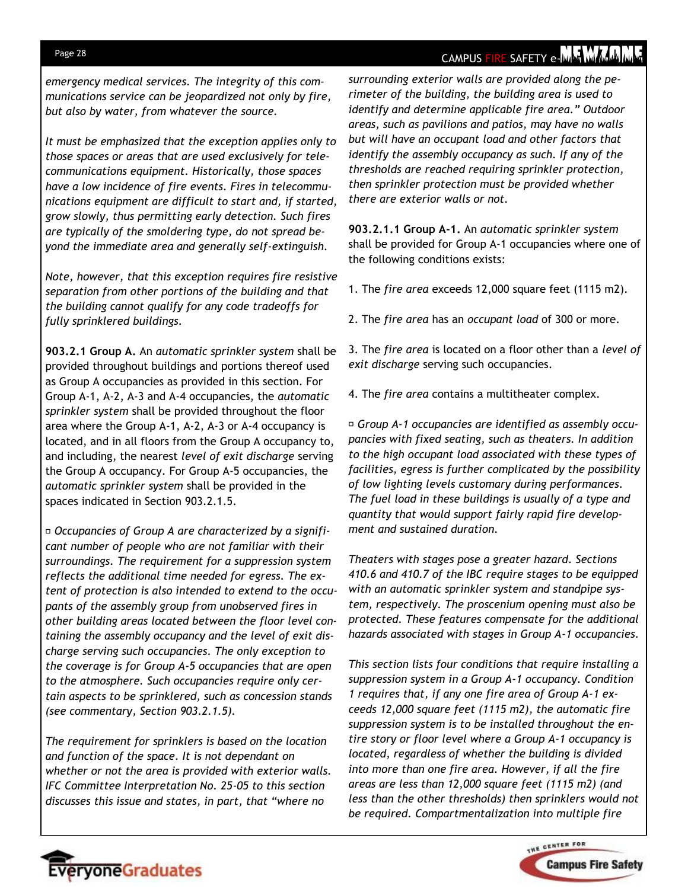*emergency medical services. The integrity of this communications service can be jeopardized not only by fire, but also by water, from whatever the source.*

*It must be emphasized that the exception applies only to those spaces or areas that are used exclusively for telecommunications equipment. Historically, those spaces have a low incidence of fire events. Fires in telecommunications equipment are difficult to start and, if started, grow slowly, thus permitting early detection. Such fires are typically of the smoldering type, do not spread beyond the immediate area and generally self-extinguish.*

*Note, however, that this exception requires fire resistive separation from other portions of the building and that the building cannot qualify for any code tradeoffs for fully sprinklered buildings.*

**903.2.1 Group A.** An *automatic sprinkler system* shall be provided throughout buildings and portions thereof used as Group A occupancies as provided in this section. For Group A-1, A-2, A-3 and A-4 occupancies, the *automatic sprinkler system* shall be provided throughout the floor area where the Group A-1, A-2, A-3 or A-4 occupancy is located, and in all floors from the Group A occupancy to, and including, the nearest *level of exit discharge* serving the Group A occupancy. For Group A-5 occupancies, the *automatic sprinkler system* shall be provided in the spaces indicated in Section 903.2.1.5.

▫ *Occupancies of Group A are characterized by a significant number of people who are not familiar with their surroundings. The requirement for a suppression system reflects the additional time needed for egress. The extent of protection is also intended to extend to the occupants of the assembly group from unobserved fires in other building areas located between the floor level containing the assembly occupancy and the level of exit discharge serving such occupancies. The only exception to the coverage is for Group A-5 occupancies that are open to the atmosphere. Such occupancies require only certain aspects to be sprinklered, such as concession stands (see commentary, Section 903.2.1.5).*

*The requirement for sprinklers is based on the location and function of the space. It is not dependant on whether or not the area is provided with exterior walls. IFC Committee Interpretation No. 25-05 to this section discusses this issue and states, in part, that "where no surrounding exterior walls are provided along the perimeter of the building, the building area is used to identify and determine applicable fire area." Outdoor areas, such as pavilions and patios, may have no walls but will have an occupant load and other factors that identify the assembly occupancy as such. If any of the thresholds are reached requiring sprinkler protection, then sprinkler protection must be provided whether there are exterior walls or not.*

**903.2.1.1 Group A-1.** An *automatic sprinkler system* shall be provided for Group A-1 occupancies where one of the following conditions exists:

1. The *fire area* exceeds 12,000 square feet (1115 m2).

2. The *fire area* has an *occupant load* of 300 or more.

3. The *fire area* is located on a floor other than a *level of exit discharge* serving such occupancies.

4. The *fire area* contains a multitheater complex.

▫ *Group A-1 occupancies are identified as assembly occupancies with fixed seating, such as theaters. In addition to the high occupant load associated with these types of facilities, egress is further complicated by the possibility of low lighting levels customary during performances. The fuel load in these buildings is usually of a type and quantity that would support fairly rapid fire development and sustained duration.*

*Theaters with stages pose a greater hazard. Sections 410.6 and 410.7 of the IBC require stages to be equipped with an automatic sprinkler system and standpipe system, respectively. The proscenium opening must also be protected. These features compensate for the additional hazards associated with stages in Group A-1 occupancies.*

*This section lists four conditions that require installing a suppression system in a Group A-1 occupancy. Condition 1 requires that, if any one fire area of Group A-1 exceeds 12,000 square feet (1115 m2), the automatic fire suppression system is to be installed throughout the entire story or floor level where a Group A-1 occupancy is located, regardless of whether the building is divided into more than one fire area. However, if all the fire areas are less than 12,000 square feet (1115 m2) (and less than the other thresholds) then sprinklers would not be required. Compartmentalization into multiple fire*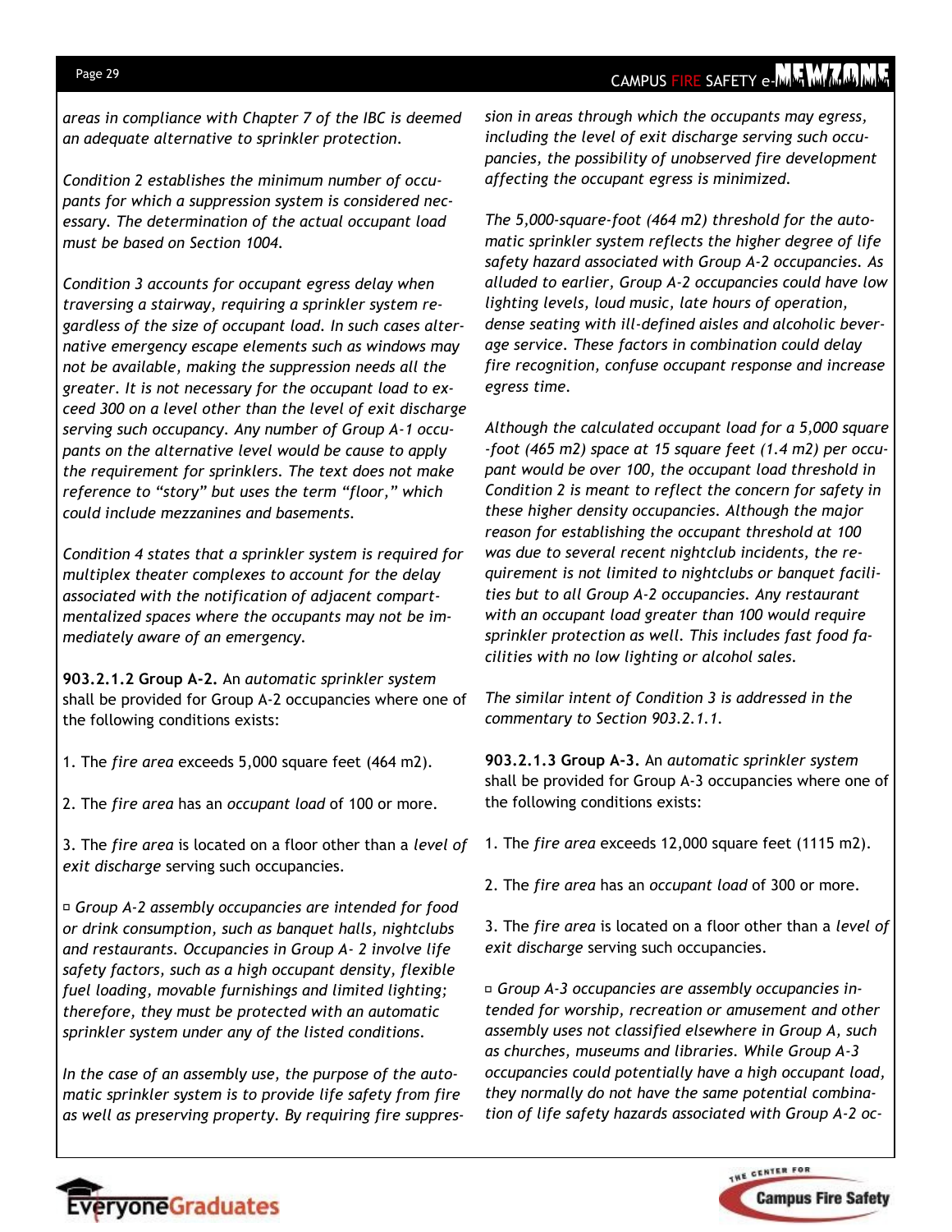*areas in compliance with Chapter 7 of the IBC is deemed an adequate alternative to sprinkler protection.*

*Condition 2 establishes the minimum number of occupants for which a suppression system is considered necessary. The determination of the actual occupant load must be based on Section 1004.*

*Condition 3 accounts for occupant egress delay when traversing a stairway, requiring a sprinkler system regardless of the size of occupant load. In such cases alternative emergency escape elements such as windows may not be available, making the suppression needs all the greater. It is not necessary for the occupant load to exceed 300 on a level other than the level of exit discharge serving such occupancy. Any number of Group A-1 occupants on the alternative level would be cause to apply the requirement for sprinklers. The text does not make reference to "story" but uses the term "floor," which could include mezzanines and basements.*

*Condition 4 states that a sprinkler system is required for multiplex theater complexes to account for the delay associated with the notification of adjacent compartmentalized spaces where the occupants may not be immediately aware of an emergency.*

**903.2.1.2 Group A-2.** An *automatic sprinkler system* shall be provided for Group A-2 occupancies where one of the following conditions exists:

1. The *fire area* exceeds 5,000 square feet (464 m2).

2. The *fire area* has an *occupant load* of 100 or more.

3. The *fire area* is located on a floor other than a *level of exit discharge* serving such occupancies.

▫ *Group A-2 assembly occupancies are intended for food or drink consumption, such as banquet halls, nightclubs and restaurants. Occupancies in Group A- 2 involve life safety factors, such as a high occupant density, flexible fuel loading, movable furnishings and limited lighting; therefore, they must be protected with an automatic sprinkler system under any of the listed conditions.*

*In the case of an assembly use, the purpose of the automatic sprinkler system is to provide life safety from fire as well as preserving property. By requiring fire suppression in areas through which the occupants may egress, including the level of exit discharge serving such occupancies, the possibility of unobserved fire development affecting the occupant egress is minimized.*

*The 5,000-square-foot (464 m2) threshold for the automatic sprinkler system reflects the higher degree of life safety hazard associated with Group A-2 occupancies. As alluded to earlier, Group A-2 occupancies could have low lighting levels, loud music, late hours of operation, dense seating with ill-defined aisles and alcoholic beverage service. These factors in combination could delay fire recognition, confuse occupant response and increase egress time.*

*Although the calculated occupant load for a 5,000 square -foot (465 m2) space at 15 square feet (1.4 m2) per occupant would be over 100, the occupant load threshold in Condition 2 is meant to reflect the concern for safety in these higher density occupancies. Although the major reason for establishing the occupant threshold at 100 was due to several recent nightclub incidents, the requirement is not limited to nightclubs or banquet facilities but to all Group A-2 occupancies. Any restaurant with an occupant load greater than 100 would require sprinkler protection as well. This includes fast food facilities with no low lighting or alcohol sales.*

*The similar intent of Condition 3 is addressed in the commentary to Section 903.2.1.1.*

**903.2.1.3 Group A-3.** An *automatic sprinkler system* shall be provided for Group A-3 occupancies where one of the following conditions exists:

1. The *fire area* exceeds 12,000 square feet (1115 m2).

2. The *fire area* has an *occupant load* of 300 or more.

3. The *fire area* is located on a floor other than a *level of exit discharge* serving such occupancies.

▫ *Group A-3 occupancies are assembly occupancies intended for worship, recreation or amusement and other assembly uses not classified elsewhere in Group A, such as churches, museums and libraries. While Group A-3 occupancies could potentially have a high occupant load, they normally do not have the same potential combination of life safety hazards associated with Group A-2 oc-*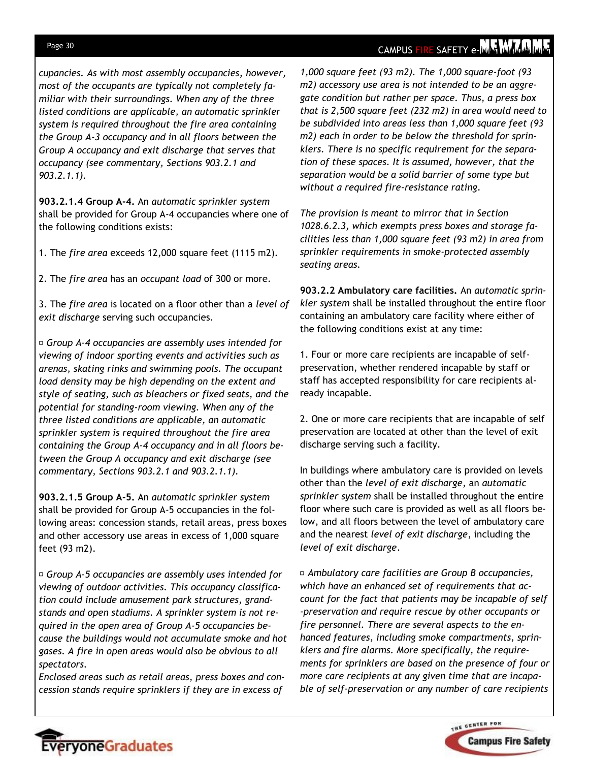*cupancies. As with most assembly occupancies, however, most of the occupants are typically not completely familiar with their surroundings. When any of the three listed conditions are applicable, an automatic sprinkler system is required throughout the fire area containing the Group A-3 occupancy and in all floors between the Group A occupancy and exit discharge that serves that occupancy (see commentary, Sections 903.2.1 and 903.2.1.1).*

**903.2.1.4 Group A-4.** An *automatic sprinkler system* shall be provided for Group A-4 occupancies where one of the following conditions exists:

1. The *fire area* exceeds 12,000 square feet (1115 m2).

2. The *fire area* has an *occupant load* of 300 or more.

3. The *fire area* is located on a floor other than a *level of exit discharge* serving such occupancies.

▫ *Group A-4 occupancies are assembly uses intended for viewing of indoor sporting events and activities such as arenas, skating rinks and swimming pools. The occupant load density may be high depending on the extent and style of seating, such as bleachers or fixed seats, and the potential for standing-room viewing. When any of the three listed conditions are applicable, an automatic sprinkler system is required throughout the fire area containing the Group A-4 occupancy and in all floors between the Group A occupancy and exit discharge (see commentary, Sections 903.2.1 and 903.2.1.1).*

**903.2.1.5 Group A-5.** An *automatic sprinkler system* shall be provided for Group A-5 occupancies in the following areas: concession stands, retail areas, press boxes and other accessory use areas in excess of 1,000 square feet (93 m2).

▫ *Group A-5 occupancies are assembly uses intended for viewing of outdoor activities. This occupancy classification could include amusement park structures, grandstands and open stadiums. A sprinkler system is not required in the open area of Group A-5 occupancies because the buildings would not accumulate smoke and hot gases. A fire in open areas would also be obvious to all spectators.*

*Enclosed areas such as retail areas, press boxes and concession stands require sprinklers if they are in excess of 1,000 square feet (93 m2). The 1,000 square-foot (93 m2) accessory use area is not intended to be an aggregate condition but rather per space. Thus, a press box that is 2,500 square feet (232 m2) in area would need to be subdivided into areas less than 1,000 square feet (93 m2) each in order to be below the threshold for sprinklers. There is no specific requirement for the separation of these spaces. It is assumed, however, that the separation would be a solid barrier of some type but without a required fire-resistance rating.*

*The provision is meant to mirror that in Section 1028.6.2.3, which exempts press boxes and storage facilities less than 1,000 square feet (93 m2) in area from sprinkler requirements in smoke-protected assembly seating areas.*

**903.2.2 Ambulatory care facilities.** An *automatic sprinkler system* shall be installed throughout the entire floor containing an ambulatory care facility where either of the following conditions exist at any time:

1. Four or more care recipients are incapable of self-preservation, whether rendered incapable by staff or staff has accepted responsibility for care recipients already incapable.

2. One or more care recipients that are incapable of self preservation are located at other than the level of exit discharge serving such a facility.

In buildings where ambulatory care is provided on levels other than the *level of exit discharge*, an *automatic sprinkler system* shall be installed throughout the entire floor where such care is provided as well as all floors below, and all floors between the level of ambulatory care and the nearest *level of exit discharge*, including the *level of exit discharge*.

▫ *Ambulatory care facilities are Group B occupancies, which have an enhanced set of requirements that account for the fact that patients may be incapable of self-preservation and require rescue by other occupants or fire personnel. There are several aspects to the enhanced features, including smoke compartments, sprinklers and fire alarms. More specifically, the requirements for sprinklers are based on the presence of four or more care recipients at any given time that are incapable of self-preservation or any number of care recipients*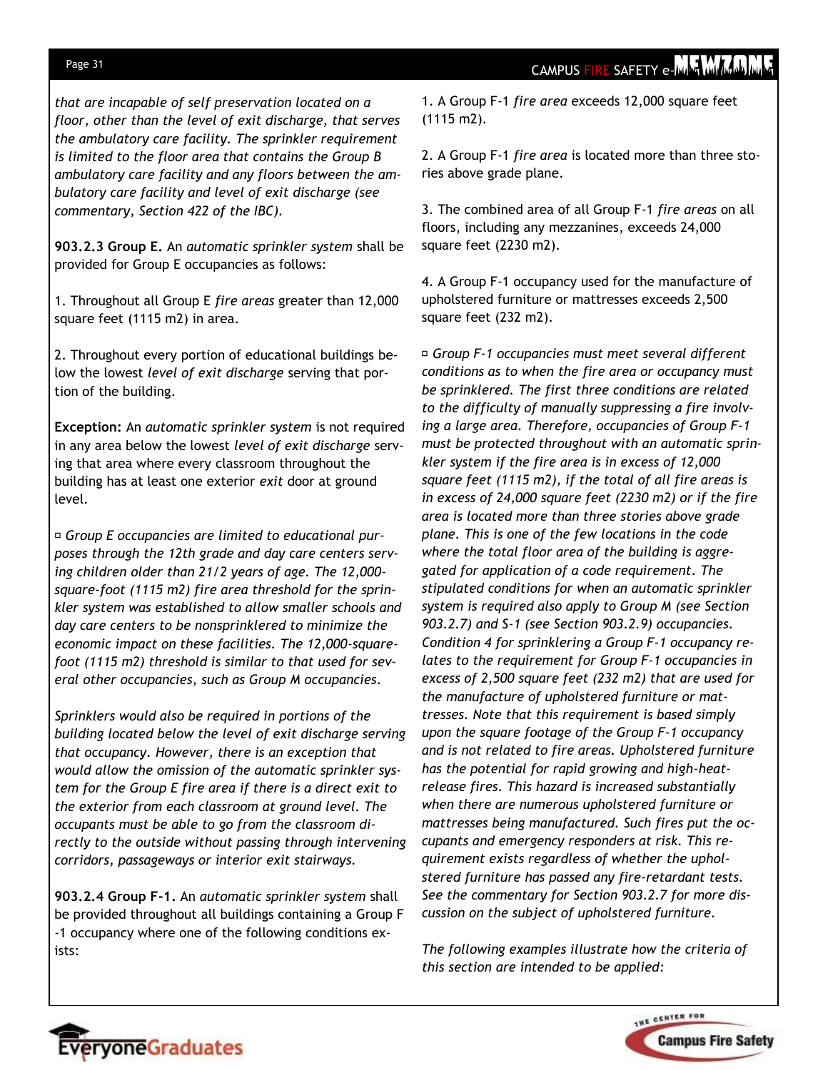*that are incapable of self preservation located on a floor, other than the level of exit discharge, that serves the ambulatory care facility. The sprinkler requirement is limited to the floor area that contains the Group B ambulatory care facility and any floors between the ambulatory care facility and level of exit discharge (see commentary, Section 422 of the IBC).*

**903.2.3 Group E.** An *automatic sprinkler system* shall be provided for Group E occupancies as follows:

1. Throughout all Group E *fire areas* greater than 12,000 square feet (1115 m2) in area.

2. Throughout every portion of educational buildings below the lowest *level of exit discharge* serving that portion of the building.

**Exception:** An *automatic sprinkler system* is not required in any area below the lowest *level of exit discharge* serving that area where every classroom throughout the building has at least one exterior *exit* door at ground level.

▫ *Group E occupancies are limited to educational purposes through the 12th grade and day care centers serving children older than 21/2 years of age. The 12,000-square-foot (1115 m2) fire area threshold for the sprinkler system was established to allow smaller schools and day care centers to be nonsprinklered to minimize the economic impact on these facilities. The 12,000-square-foot (1115 m2) threshold is similar to that used for several other occupancies, such as Group M occupancies.*

*Sprinklers would also be required in portions of the building located below the level of exit discharge serving that occupancy. However, there is an exception that would allow the omission of the automatic sprinkler system for the Group E fire area if there is a direct exit to the exterior from each classroom at ground level. The occupants must be able to go from the classroom directly to the outside without passing through intervening corridors, passageways or interior exit stairways.*

**903.2.4 Group F-1.** An *automatic sprinkler system* shall be provided throughout all buildings containing a Group F-1 occupancy where one of the following conditions exists:

1. A Group F-1 *fire area* exceeds 12,000 square feet (1115 m2).

2. A Group F-1 *fire area* is located more than three stories above grade plane.

3. The combined area of all Group F-1 *fire areas* on all floors, including any mezzanines, exceeds 24,000 square feet (2230 m2).

4. A Group F-1 occupancy used for the manufacture of upholstered furniture or mattresses exceeds 2,500 square feet (232 m2).

▫ *Group F-1 occupancies must meet several different conditions as to when the fire area or occupancy must be sprinklered. The first three conditions are related to the difficulty of manually suppressing a fire involving a large area. Therefore, occupancies of Group F-1 must be protected throughout with an automatic sprinkler system if the fire area is in excess of 12,000 square feet (1115 m2), if the total of all fire areas is in excess of 24,000 square feet (2230 m2) or if the fire area is located more than three stories above grade plane. This is one of the few locations in the code where the total floor area of the building is aggregated for application of a code requirement. The stipulated conditions for when an automatic sprinkler system is required also apply to Group M (see Section 903.2.7) and S-1 (see Section 903.2.9) occupancies. Condition 4 for sprinklering a Group F-1 occupancy relates to the requirement for Group F-1 occupancies in excess of 2,500 square feet (232 m2) that are used for the manufacture of upholstered furniture or mattresses. Note that this requirement is based simply upon the square footage of the Group F-1 occupancy and is not related to fire areas. Upholstered furniture has the potential for rapid growing and high-heat-release fires. This hazard is increased substantially when there are numerous upholstered furniture or mattresses being manufactured. Such fires put the occupants and emergency responders at risk. This requirement exists regardless of whether the upholstered furniture has passed any fire-retardant tests. See the commentary for Section 903.2.7 for more discussion on the subject of upholstered furniture.*

*The following examples illustrate how the criteria of this section are intended to be applied:*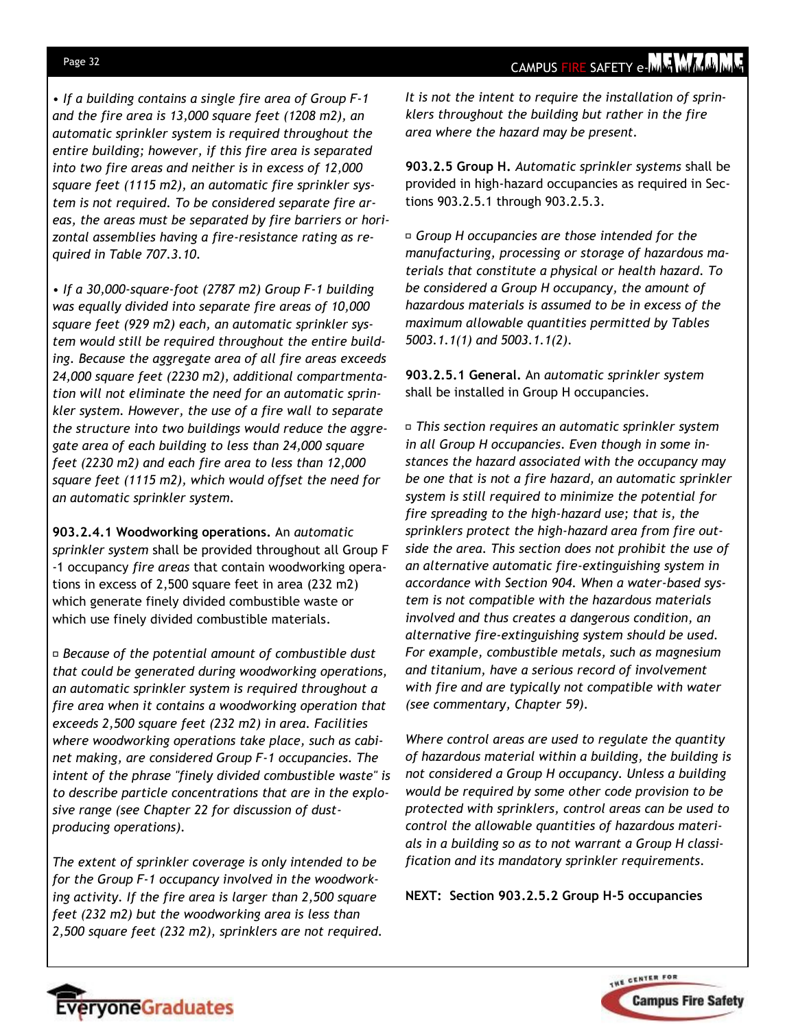• *If a building contains a single fire area of Group F-1 and the fire area is 13,000 square feet (1208 m2), an automatic sprinkler system is required throughout the entire building; however, if this fire area is separated into two fire areas and neither is in excess of 12,000 square feet (1115 m2), an automatic fire sprinkler system is not required. To be considered separate fire areas, the areas must be separated by fire barriers or horizontal assemblies having a fire-resistance rating as required in Table 707.3.10.*

• *If a 30,000-square-foot (2787 m2) Group F-1 building was equally divided into separate fire areas of 10,000 square feet (929 m2) each, an automatic sprinkler system would still be required throughout the entire building. Because the aggregate area of all fire areas exceeds 24,000 square feet (2230 m2), additional compartmentation will not eliminate the need for an automatic sprinkler system. However, the use of a fire wall to separate the structure into two buildings would reduce the aggregate area of each building to less than 24,000 square feet (2230 m2) and each fire area to less than 12,000 square feet (1115 m2), which would offset the need for an automatic sprinkler system.*

**903.2.4.1 Woodworking operations.** An *automatic sprinkler system* shall be provided throughout all Group F-1 occupancy *fire areas* that contain woodworking operations in excess of 2,500 square feet in area (232 m2) which generate finely divided combustible waste or which use finely divided combustible materials.

▫ *Because of the potential amount of combustible dust that could be generated during woodworking operations, an automatic sprinkler system is required throughout a fire area when it contains a woodworking operation that exceeds 2,500 square feet (232 m2) in area. Facilities where woodworking operations take place, such as cabinet making, are considered Group F-1 occupancies. The intent of the phrase "finely divided combustible waste" is to describe particle concentrations that are in the explosive range (see Chapter 22 for discussion of dust-producing operations).*

*The extent of sprinkler coverage is only intended to be for the Group F-1 occupancy involved in the woodworking activity. If the fire area is larger than 2,500 square feet (232 m2) but the woodworking area is less than 2,500 square feet (232 m2), sprinklers are not required. It is not the intent to require the installation of sprinklers throughout the building but rather in the fire area where the hazard may be present.*

**903.2.5 Group H.** *Automatic sprinkler systems* shall be provided in high-hazard occupancies as required in Sections 903.2.5.1 through 903.2.5.3.

▫ *Group H occupancies are those intended for the manufacturing, processing or storage of hazardous materials that constitute a physical or health hazard. To be considered a Group H occupancy, the amount of hazardous materials is assumed to be in excess of the maximum allowable quantities permitted by Tables 5003.1.1(1) and 5003.1.1(2).*

**903.2.5.1 General.** An *automatic sprinkler system* shall be installed in Group H occupancies.

▫ *This section requires an automatic sprinkler system in all Group H occupancies. Even though in some instances the hazard associated with the occupancy may be one that is not a fire hazard, an automatic sprinkler system is still required to minimize the potential for fire spreading to the high-hazard use; that is, the sprinklers protect the high-hazard area from fire outside the area. This section does not prohibit the use of an alternative automatic fire-extinguishing system in accordance with Section 904. When a water-based system is not compatible with the hazardous materials involved and thus creates a dangerous condition, an alternative fire-extinguishing system should be used. For example, combustible metals, such as magnesium and titanium, have a serious record of involvement with fire and are typically not compatible with water (see commentary, Chapter 59).*

*Where control areas are used to regulate the quantity of hazardous material within a building, the building is not considered a Group H occupancy. Unless a building would be required by some other code provision to be protected with sprinklers, control areas can be used to control the allowable quantities of hazardous materials in a building so as to not warrant a Group H classification and its mandatory sprinkler requirements.*

**NEXT: Section 903.2.5.2 Group H-5 occupancies**